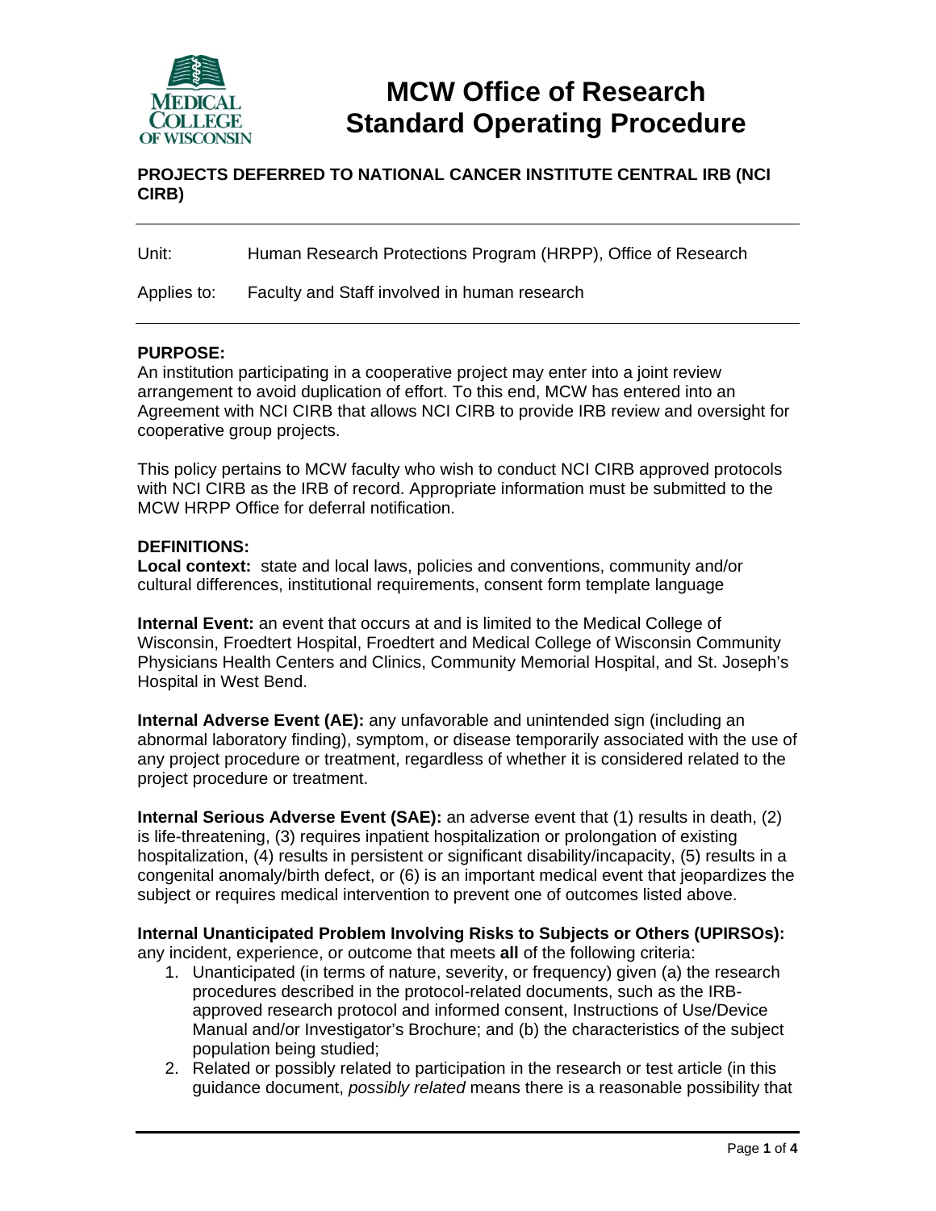# MCW Office of Research Standard Operating Procedure

## PROJECTS DEFERRED TO NATIONAL CANCER INSTITUTE CENTRAL IRB (NCI CIRB)

Unit: Human Research Protections Program (HRPP), Office of Research

Applies to: Faculty and Staff involved in human research

**PURPOSE:**
An institution participating in a cooperative project may enter into a joint review arrangement to avoid duplication of effort. To this end, MCW has entered into an Agreement with NCI CIRB that allows NCI CIRB to provide IRB review and oversight for cooperative group projects.

This policy pertains to MCW faculty who wish to conduct NCI CIRB approved protocols with NCI CIRB as the IRB of record. Appropriate information must be submitted to the MCW HRPP Office for deferral notification.

**DEFINITIONS:**
**Local context:** state and local laws, policies and conventions, community and/or cultural differences, institutional requirements, consent form template language

**Internal Event:** an event that occurs at and is limited to the Medical College of Wisconsin, Froedtert Hospital, Froedtert and Medical College of Wisconsin Community Physicians Health Centers and Clinics, Community Memorial Hospital, and St. Joseph's Hospital in West Bend.

**Internal Adverse Event (AE):** any unfavorable and unintended sign (including an abnormal laboratory finding), symptom, or disease temporarily associated with the use of any project procedure or treatment, regardless of whether it is considered related to the project procedure or treatment.

**Internal Serious Adverse Event (SAE):** an adverse event that (1) results in death, (2) is life-threatening, (3) requires inpatient hospitalization or prolongation of existing hospitalization, (4) results in persistent or significant disability/incapacity, (5) results in a congenital anomaly/birth defect, or (6) is an important medical event that jeopardizes the subject or requires medical intervention to prevent one of outcomes listed above.

**Internal Unanticipated Problem Involving Risks to Subjects or Others (UPIRSOs):** any incident, experience, or outcome that meets **all** of the following criteria:

1. Unanticipated (in terms of nature, severity, or frequency) given (a) the research procedures described in the protocol-related documents, such as the IRB-approved research protocol and informed consent, Instructions of Use/Device Manual and/or Investigator's Brochure; and (b) the characteristics of the subject population being studied;
2. Related or possibly related to participation in the research or test article (in this guidance document, *possibly related* means there is a reasonable possibility that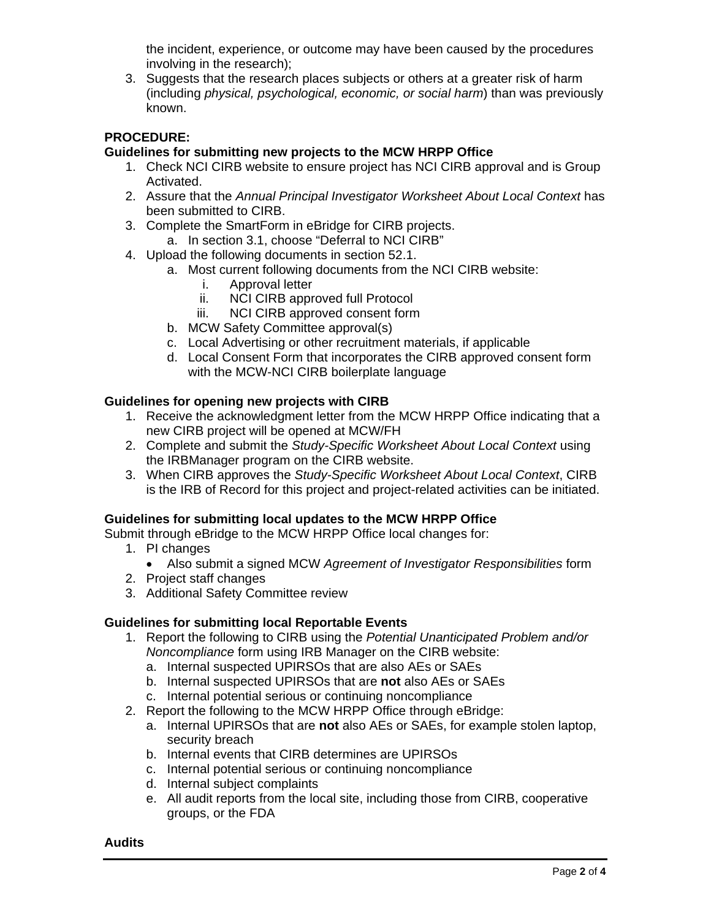the incident, experience, or outcome may have been caused by the procedures involving in the research);

3. Suggests that the research places subjects or others at a greater risk of harm (including *physical, psychological, economic, or social harm*) than was previously known.

**PROCEDURE:**

**Guidelines for submitting new projects to the MCW HRPP Office**

1. Check NCI CIRB website to ensure project has NCI CIRB approval and is Group Activated.
2. Assure that the *Annual Principal Investigator Worksheet About Local Context* has been submitted to CIRB.
3. Complete the SmartForm in eBridge for CIRB projects.
    a. In section 3.1, choose "Deferral to NCI CIRB"
4. Upload the following documents in section 52.1.
    a. Most current following documents from the NCI CIRB website:
        i. Approval letter
        ii. NCI CIRB approved full Protocol
        iii. NCI CIRB approved consent form
    b. MCW Safety Committee approval(s)
    c. Local Advertising or other recruitment materials, if applicable
    d. Local Consent Form that incorporates the CIRB approved consent form with the MCW-NCI CIRB boilerplate language

**Guidelines for opening new projects with CIRB**

1. Receive the acknowledgment letter from the MCW HRPP Office indicating that a new CIRB project will be opened at MCW/FH
2. Complete and submit the *Study-Specific Worksheet About Local Context* using the IRBManager program on the CIRB website.
3. When CIRB approves the *Study-Specific Worksheet About Local Context*, CIRB is the IRB of Record for this project and project-related activities can be initiated.

**Guidelines for submitting local updates to the MCW HRPP Office**

Submit through eBridge to the MCW HRPP Office local changes for:

1. PI changes
    - Also submit a signed MCW *Agreement of Investigator Responsibilities* form
2. Project staff changes
3. Additional Safety Committee review

**Guidelines for submitting local Reportable Events**

1. Report the following to CIRB using the *Potential Unanticipated Problem and/or Noncompliance* form using IRB Manager on the CIRB website:
    a. Internal suspected UPIRSOs that are also AEs or SAEs
    b. Internal suspected UPIRSOs that are **not** also AEs or SAEs
    c. Internal potential serious or continuing noncompliance
2. Report the following to the MCW HRPP Office through eBridge:
    a. Internal UPIRSOs that are **not** also AEs or SAEs, for example stolen laptop, security breach
    b. Internal events that CIRB determines are UPIRSOs
    c. Internal potential serious or continuing noncompliance
    d. Internal subject complaints
    e. All audit reports from the local site, including those from CIRB, cooperative groups, or the FDA

**Audits**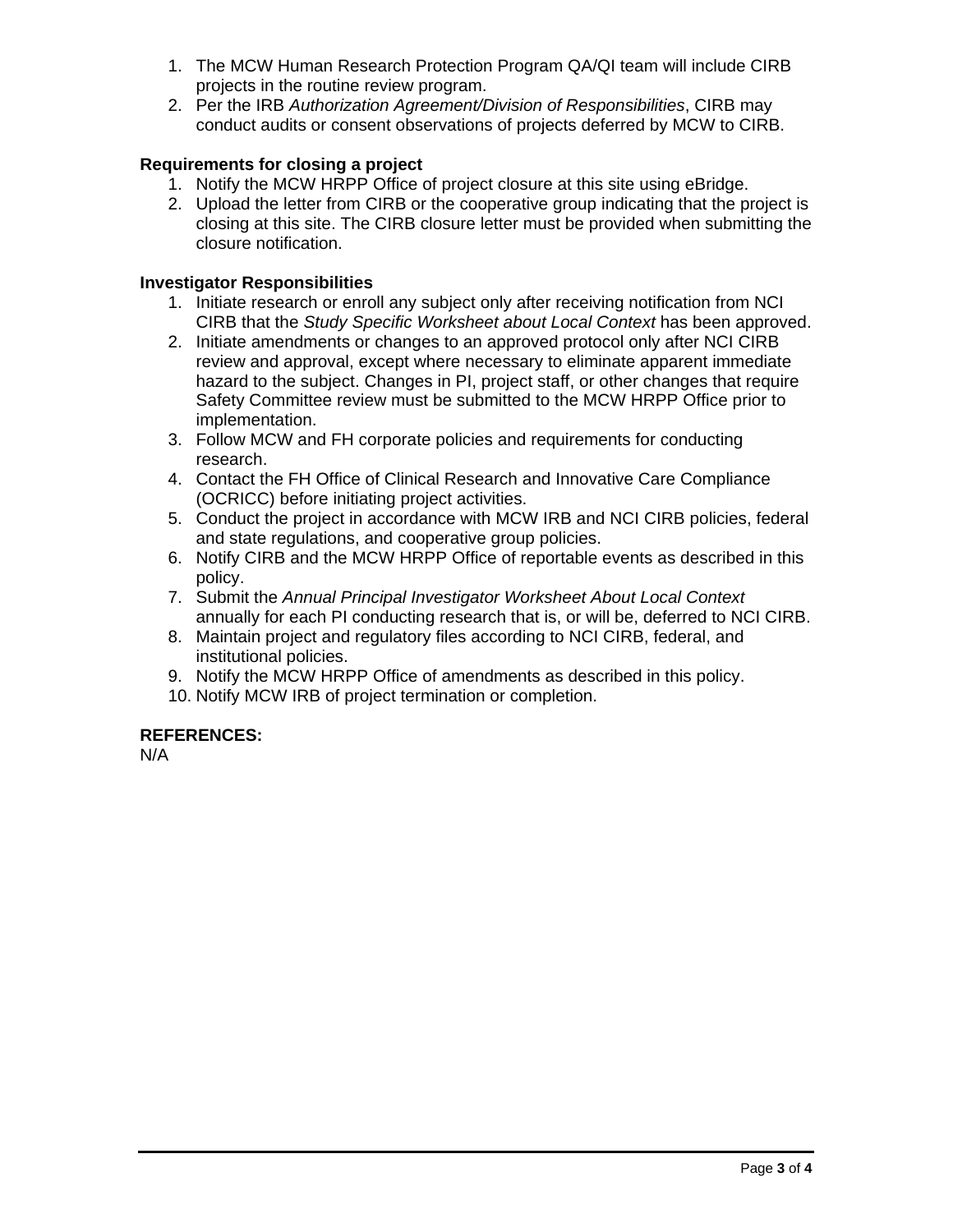1. The MCW Human Research Protection Program QA/QI team will include CIRB projects in the routine review program.
2. Per the IRB *Authorization Agreement/Division of Responsibilities*, CIRB may conduct audits or consent observations of projects deferred by MCW to CIRB.

**Requirements for closing a project**

1. Notify the MCW HRPP Office of project closure at this site using eBridge.
2. Upload the letter from CIRB or the cooperative group indicating that the project is closing at this site. The CIRB closure letter must be provided when submitting the closure notification.

**Investigator Responsibilities**

1. Initiate research or enroll any subject only after receiving notification from NCI CIRB that the *Study Specific Worksheet about Local Context* has been approved.
2. Initiate amendments or changes to an approved protocol only after NCI CIRB review and approval, except where necessary to eliminate apparent immediate hazard to the subject. Changes in PI, project staff, or other changes that require Safety Committee review must be submitted to the MCW HRPP Office prior to implementation.
3. Follow MCW and FH corporate policies and requirements for conducting research.
4. Contact the FH Office of Clinical Research and Innovative Care Compliance (OCRICC) before initiating project activities.
5. Conduct the project in accordance with MCW IRB and NCI CIRB policies, federal and state regulations, and cooperative group policies.
6. Notify CIRB and the MCW HRPP Office of reportable events as described in this policy.
7. Submit the *Annual Principal Investigator Worksheet About Local Context* annually for each PI conducting research that is, or will be, deferred to NCI CIRB.
8. Maintain project and regulatory files according to NCI CIRB, federal, and institutional policies.
9. Notify the MCW HRPP Office of amendments as described in this policy.
10. Notify MCW IRB of project termination or completion.

**REFERENCES:**

N/A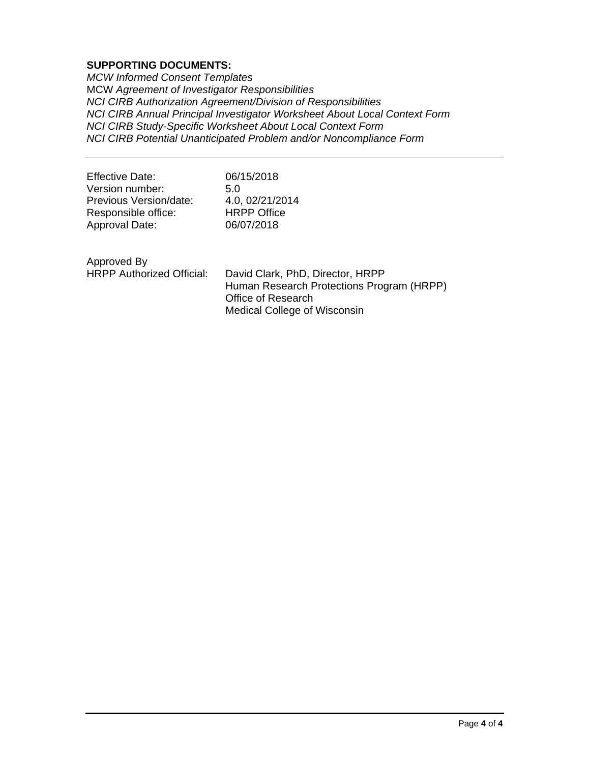**SUPPORTING DOCUMENTS:**

*MCW Informed Consent Templates*
MCW *Agreement of Investigator Responsibilities*
*NCI CIRB Authorization Agreement/Division of Responsibilities*
*NCI CIRB Annual Principal Investigator Worksheet About Local Context Form*
*NCI CIRB Study-Specific Worksheet About Local Context Form*
*NCI CIRB Potential Unanticipated Problem and/or Noncompliance Form*

---

| | |
|---|---|
| Effective Date: | 06/15/2018 |
| Version number: | 5.0 |
| Previous Version/date: | 4.0, 02/21/2014 |
| Responsible office: | HRPP Office |
| Approval Date: | 06/07/2018 |

Approved By

| | |
|---|---|
| HRPP Authorized Official: | David Clark, PhD, Director, HRPP<br>Human Research Protections Program (HRPP)<br>Office of Research<br>Medical College of Wisconsin |